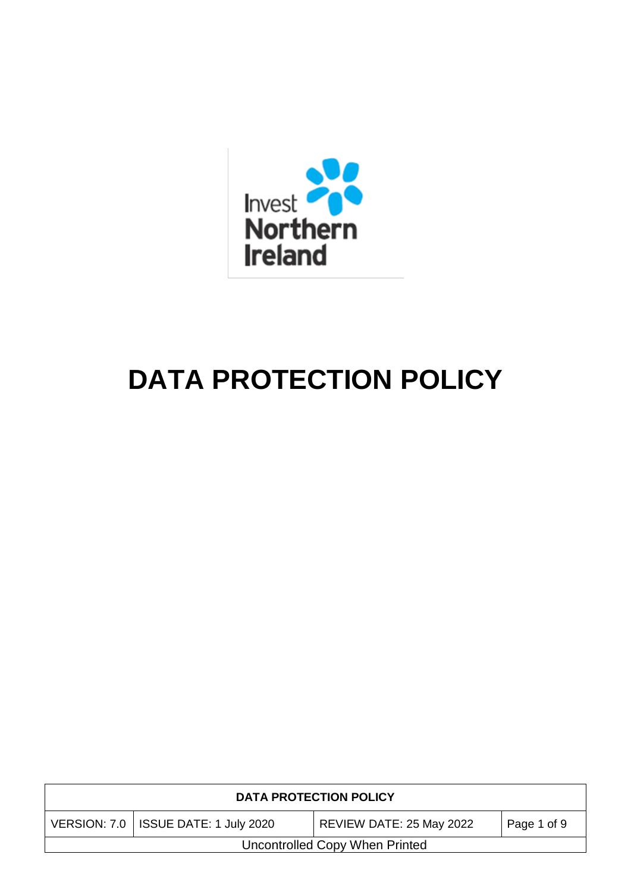Invest Northern Ireland

# DATA PROTECTION POLICY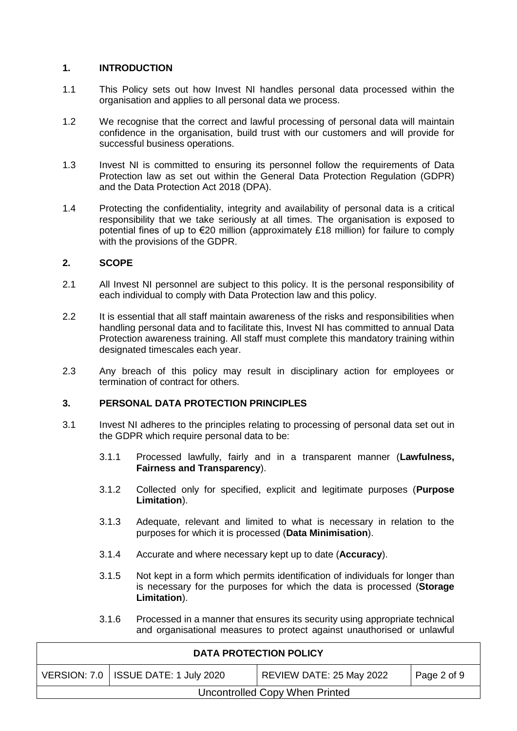## 1. INTRODUCTION

1.1 This Policy sets out how Invest NI handles personal data processed within the organisation and applies to all personal data we process.

1.2 We recognise that the correct and lawful processing of personal data will maintain confidence in the organisation, build trust with our customers and will provide for successful business operations.

1.3 Invest NI is committed to ensuring its personnel follow the requirements of Data Protection law as set out within the General Data Protection Regulation (GDPR) and the Data Protection Act 2018 (DPA).

1.4 Protecting the confidentiality, integrity and availability of personal data is a critical responsibility that we take seriously at all times. The organisation is exposed to potential fines of up to €20 million (approximately £18 million) for failure to comply with the provisions of the GDPR.

## 2. SCOPE

2.1 All Invest NI personnel are subject to this policy. It is the personal responsibility of each individual to comply with Data Protection law and this policy.

2.2 It is essential that all staff maintain awareness of the risks and responsibilities when handling personal data and to facilitate this, Invest NI has committed to annual Data Protection awareness training. All staff must complete this mandatory training within designated timescales each year.

2.3 Any breach of this policy may result in disciplinary action for employees or termination of contract for others.

## 3. PERSONAL DATA PROTECTION PRINCIPLES

3.1 Invest NI adheres to the principles relating to processing of personal data set out in the GDPR which require personal data to be:

3.1.1 Processed lawfully, fairly and in a transparent manner (**Lawfulness, Fairness and Transparency**).

3.1.2 Collected only for specified, explicit and legitimate purposes (**Purpose Limitation**).

3.1.3 Adequate, relevant and limited to what is necessary in relation to the purposes for which it is processed (**Data Minimisation**).

3.1.4 Accurate and where necessary kept up to date (**Accuracy**).

3.1.5 Not kept in a form which permits identification of individuals for longer than is necessary for the purposes for which the data is processed (**Storage Limitation**).

3.1.6 Processed in a manner that ensures its security using appropriate technical and organisational measures to protect against unauthorised or unlawful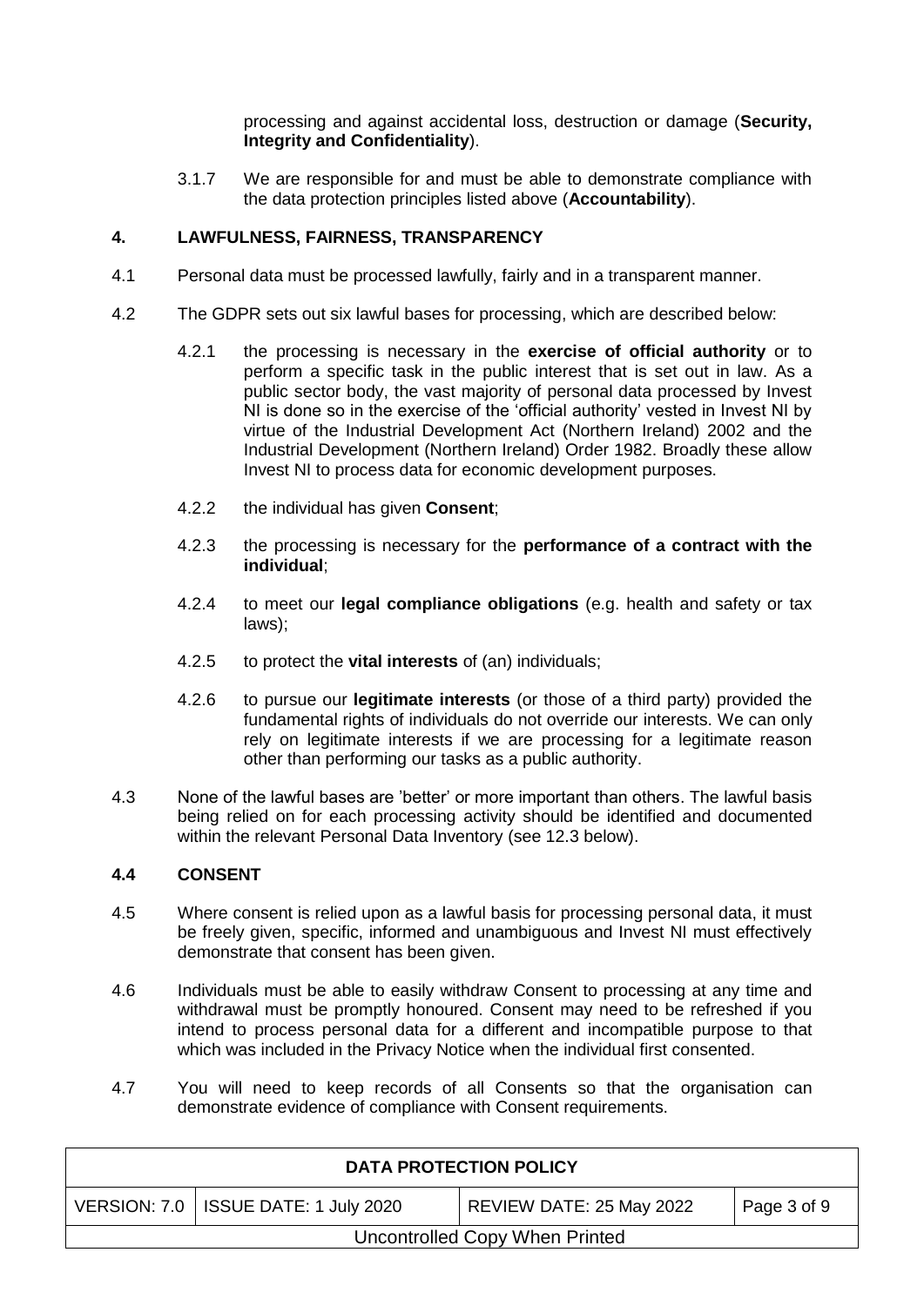processing and against accidental loss, destruction or damage (**Security, Integrity and Confidentiality**).

3.1.7 We are responsible for and must be able to demonstrate compliance with the data protection principles listed above (**Accountability**).

## 4. LAWFULNESS, FAIRNESS, TRANSPARENCY

4.1 Personal data must be processed lawfully, fairly and in a transparent manner.

4.2 The GDPR sets out six lawful bases for processing, which are described below:

4.2.1 the processing is necessary in the **exercise of official authority** or to perform a specific task in the public interest that is set out in law. As a public sector body, the vast majority of personal data processed by Invest NI is done so in the exercise of the 'official authority' vested in Invest NI by virtue of the Industrial Development Act (Northern Ireland) 2002 and the Industrial Development (Northern Ireland) Order 1982. Broadly these allow Invest NI to process data for economic development purposes.

4.2.2 the individual has given **Consent**;

4.2.3 the processing is necessary for the **performance of a contract with the individual**;

4.2.4 to meet our **legal compliance obligations** (e.g. health and safety or tax laws);

4.2.5 to protect the **vital interests** of (an) individuals;

4.2.6 to pursue our **legitimate interests** (or those of a third party) provided the fundamental rights of individuals do not override our interests. We can only rely on legitimate interests if we are processing for a legitimate reason other than performing our tasks as a public authority.

4.3 None of the lawful bases are 'better' or more important than others. The lawful basis being relied on for each processing activity should be identified and documented within the relevant Personal Data Inventory (see 12.3 below).

### 4.4 CONSENT

4.5 Where consent is relied upon as a lawful basis for processing personal data, it must be freely given, specific, informed and unambiguous and Invest NI must effectively demonstrate that consent has been given.

4.6 Individuals must be able to easily withdraw Consent to processing at any time and withdrawal must be promptly honoured. Consent may need to be refreshed if you intend to process personal data for a different and incompatible purpose to that which was included in the Privacy Notice when the individual first consented.

4.7 You will need to keep records of all Consents so that the organisation can demonstrate evidence of compliance with Consent requirements.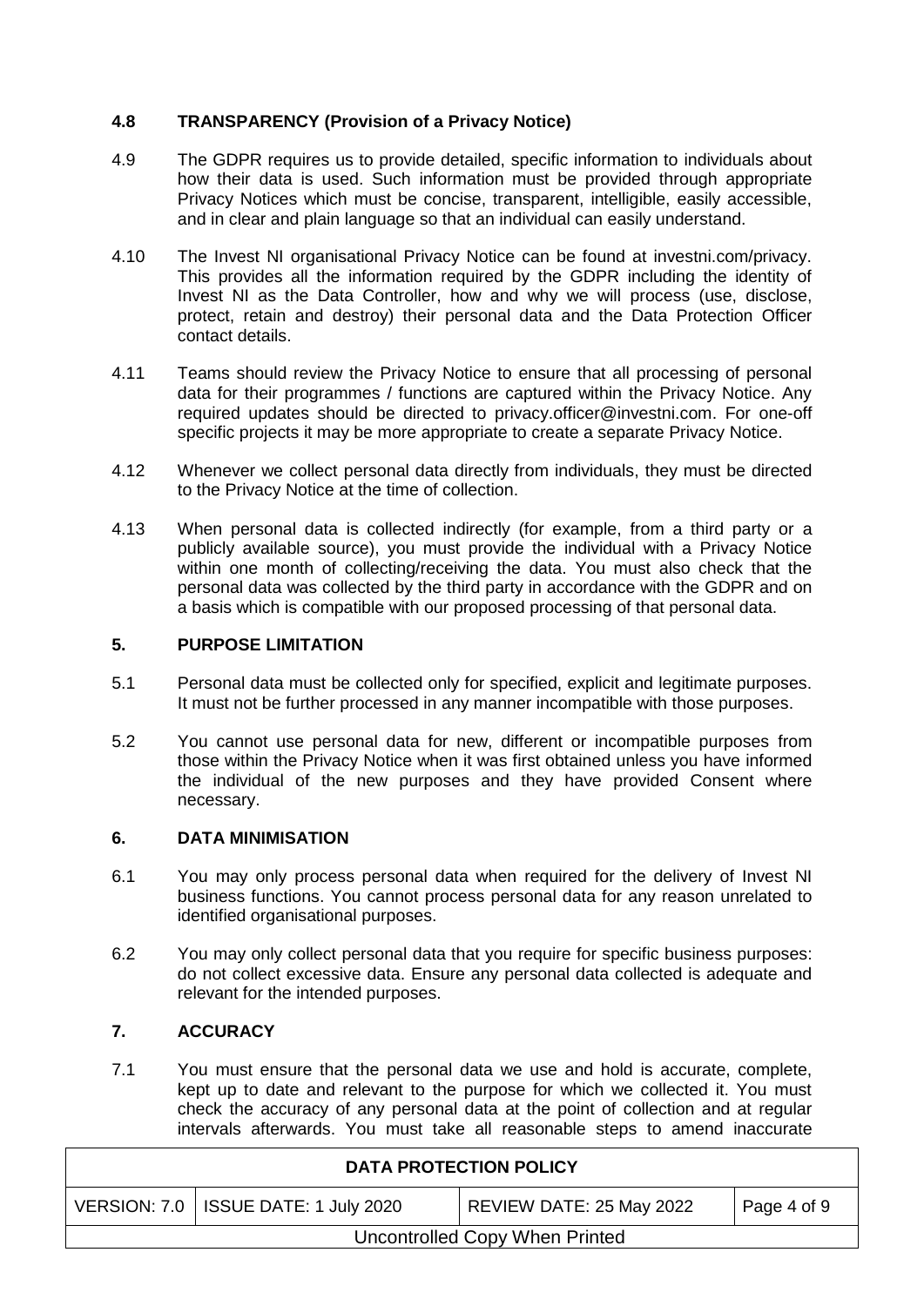### 4.8 TRANSPARENCY (Provision of a Privacy Notice)

4.9 The GDPR requires us to provide detailed, specific information to individuals about how their data is used. Such information must be provided through appropriate Privacy Notices which must be concise, transparent, intelligible, easily accessible, and in clear and plain language so that an individual can easily understand.

4.10 The Invest NI organisational Privacy Notice can be found at investni.com/privacy. This provides all the information required by the GDPR including the identity of Invest NI as the Data Controller, how and why we will process (use, disclose, protect, retain and destroy) their personal data and the Data Protection Officer contact details.

4.11 Teams should review the Privacy Notice to ensure that all processing of personal data for their programmes / functions are captured within the Privacy Notice. Any required updates should be directed to privacy.officer@investni.com. For one-off specific projects it may be more appropriate to create a separate Privacy Notice.

4.12 Whenever we collect personal data directly from individuals, they must be directed to the Privacy Notice at the time of collection.

4.13 When personal data is collected indirectly (for example, from a third party or a publicly available source), you must provide the individual with a Privacy Notice within one month of collecting/receiving the data. You must also check that the personal data was collected by the third party in accordance with the GDPR and on a basis which is compatible with our proposed processing of that personal data.

## 5. PURPOSE LIMITATION

5.1 Personal data must be collected only for specified, explicit and legitimate purposes. It must not be further processed in any manner incompatible with those purposes.

5.2 You cannot use personal data for new, different or incompatible purposes from those within the Privacy Notice when it was first obtained unless you have informed the individual of the new purposes and they have provided Consent where necessary.

## 6. DATA MINIMISATION

6.1 You may only process personal data when required for the delivery of Invest NI business functions. You cannot process personal data for any reason unrelated to identified organisational purposes.

6.2 You may only collect personal data that you require for specific business purposes: do not collect excessive data. Ensure any personal data collected is adequate and relevant for the intended purposes.

## 7. ACCURACY

7.1 You must ensure that the personal data we use and hold is accurate, complete, kept up to date and relevant to the purpose for which we collected it. You must check the accuracy of any personal data at the point of collection and at regular intervals afterwards. You must take all reasonable steps to amend inaccurate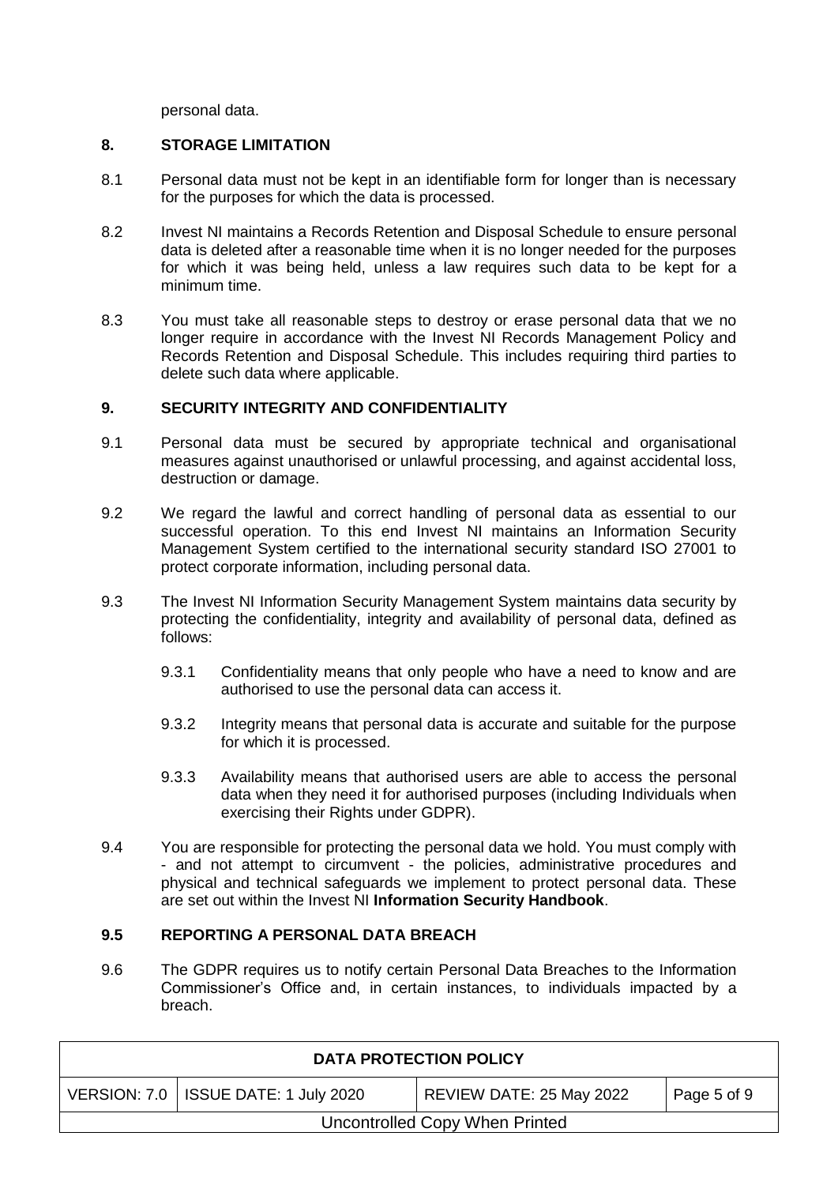personal data.

## 8. STORAGE LIMITATION

8.1 Personal data must not be kept in an identifiable form for longer than is necessary for the purposes for which the data is processed.

8.2 Invest NI maintains a Records Retention and Disposal Schedule to ensure personal data is deleted after a reasonable time when it is no longer needed for the purposes for which it was being held, unless a law requires such data to be kept for a minimum time.

8.3 You must take all reasonable steps to destroy or erase personal data that we no longer require in accordance with the Invest NI Records Management Policy and Records Retention and Disposal Schedule. This includes requiring third parties to delete such data where applicable.

## 9. SECURITY INTEGRITY AND CONFIDENTIALITY

9.1 Personal data must be secured by appropriate technical and organisational measures against unauthorised or unlawful processing, and against accidental loss, destruction or damage.

9.2 We regard the lawful and correct handling of personal data as essential to our successful operation. To this end Invest NI maintains an Information Security Management System certified to the international security standard ISO 27001 to protect corporate information, including personal data.

9.3 The Invest NI Information Security Management System maintains data security by protecting the confidentiality, integrity and availability of personal data, defined as follows:

- 9.3.1 Confidentiality means that only people who have a need to know and are authorised to use the personal data can access it.
- 9.3.2 Integrity means that personal data is accurate and suitable for the purpose for which it is processed.
- 9.3.3 Availability means that authorised users are able to access the personal data when they need it for authorised purposes (including Individuals when exercising their Rights under GDPR).

9.4 You are responsible for protecting the personal data we hold. You must comply with - and not attempt to circumvent - the policies, administrative procedures and physical and technical safeguards we implement to protect personal data. These are set out within the Invest NI **Information Security Handbook**.

### 9.5 REPORTING A PERSONAL DATA BREACH

9.6 The GDPR requires us to notify certain Personal Data Breaches to the Information Commissioner's Office and, in certain instances, to individuals impacted by a breach.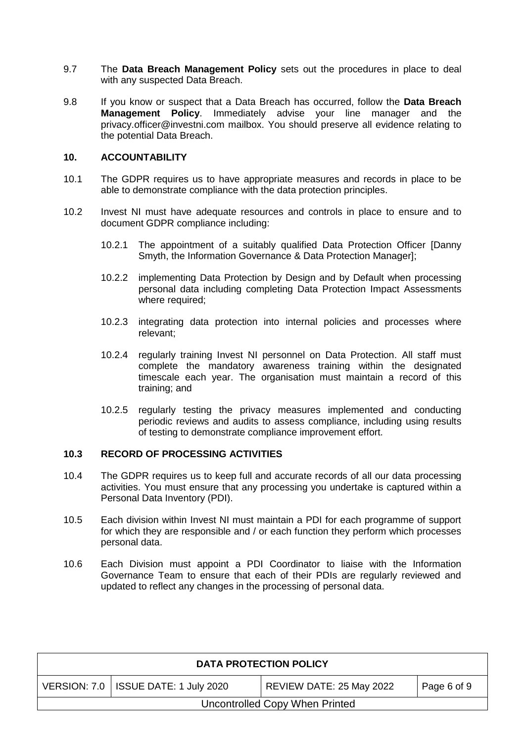9.7 The **Data Breach Management Policy** sets out the procedures in place to deal with any suspected Data Breach.

9.8 If you know or suspect that a Data Breach has occurred, follow the **Data Breach Management Policy**. Immediately advise your line manager and the privacy.officer@investni.com mailbox. You should preserve all evidence relating to the potential Data Breach.

## 10. ACCOUNTABILITY

10.1 The GDPR requires us to have appropriate measures and records in place to be able to demonstrate compliance with the data protection principles.

10.2 Invest NI must have adequate resources and controls in place to ensure and to document GDPR compliance including:

- 10.2.1 The appointment of a suitably qualified Data Protection Officer [Danny Smyth, the Information Governance & Data Protection Manager];
- 10.2.2 implementing Data Protection by Design and by Default when processing personal data including completing Data Protection Impact Assessments where required;
- 10.2.3 integrating data protection into internal policies and processes where relevant;
- 10.2.4 regularly training Invest NI personnel on Data Protection. All staff must complete the mandatory awareness training within the designated timescale each year. The organisation must maintain a record of this training; and
- 10.2.5 regularly testing the privacy measures implemented and conducting periodic reviews and audits to assess compliance, including using results of testing to demonstrate compliance improvement effort.

## 10.3 RECORD OF PROCESSING ACTIVITIES

10.4 The GDPR requires us to keep full and accurate records of all our data processing activities. You must ensure that any processing you undertake is captured within a Personal Data Inventory (PDI).

10.5 Each division within Invest NI must maintain a PDI for each programme of support for which they are responsible and / or each function they perform which processes personal data.

10.6 Each Division must appoint a PDI Coordinator to liaise with the Information Governance Team to ensure that each of their PDIs are regularly reviewed and updated to reflect any changes in the processing of personal data.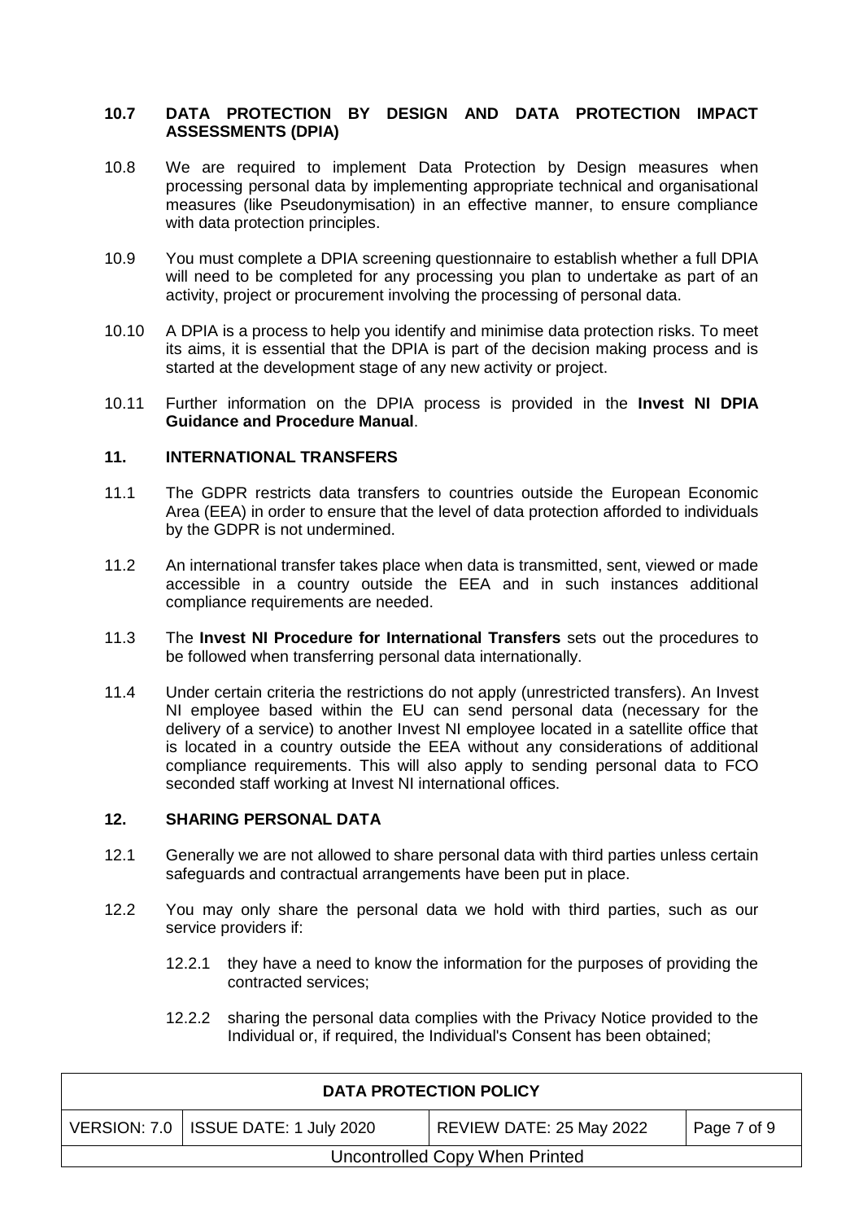### 10.7 DATA PROTECTION BY DESIGN AND DATA PROTECTION IMPACT ASSESSMENTS (DPIA)

10.8 We are required to implement Data Protection by Design measures when processing personal data by implementing appropriate technical and organisational measures (like Pseudonymisation) in an effective manner, to ensure compliance with data protection principles.

10.9 You must complete a DPIA screening questionnaire to establish whether a full DPIA will need to be completed for any processing you plan to undertake as part of an activity, project or procurement involving the processing of personal data.

10.10 A DPIA is a process to help you identify and minimise data protection risks. To meet its aims, it is essential that the DPIA is part of the decision making process and is started at the development stage of any new activity or project.

10.11 Further information on the DPIA process is provided in the **Invest NI DPIA Guidance and Procedure Manual**.

## 11. INTERNATIONAL TRANSFERS

11.1 The GDPR restricts data transfers to countries outside the European Economic Area (EEA) in order to ensure that the level of data protection afforded to individuals by the GDPR is not undermined.

11.2 An international transfer takes place when data is transmitted, sent, viewed or made accessible in a country outside the EEA and in such instances additional compliance requirements are needed.

11.3 The **Invest NI Procedure for International Transfers** sets out the procedures to be followed when transferring personal data internationally.

11.4 Under certain criteria the restrictions do not apply (unrestricted transfers). An Invest NI employee based within the EU can send personal data (necessary for the delivery of a service) to another Invest NI employee located in a satellite office that is located in a country outside the EEA without any considerations of additional compliance requirements. This will also apply to sending personal data to FCO seconded staff working at Invest NI international offices.

## 12. SHARING PERSONAL DATA

12.1 Generally we are not allowed to share personal data with third parties unless certain safeguards and contractual arrangements have been put in place.

12.2 You may only share the personal data we hold with third parties, such as our service providers if:

12.2.1 they have a need to know the information for the purposes of providing the contracted services;

12.2.2 sharing the personal data complies with the Privacy Notice provided to the Individual or, if required, the Individual's Consent has been obtained;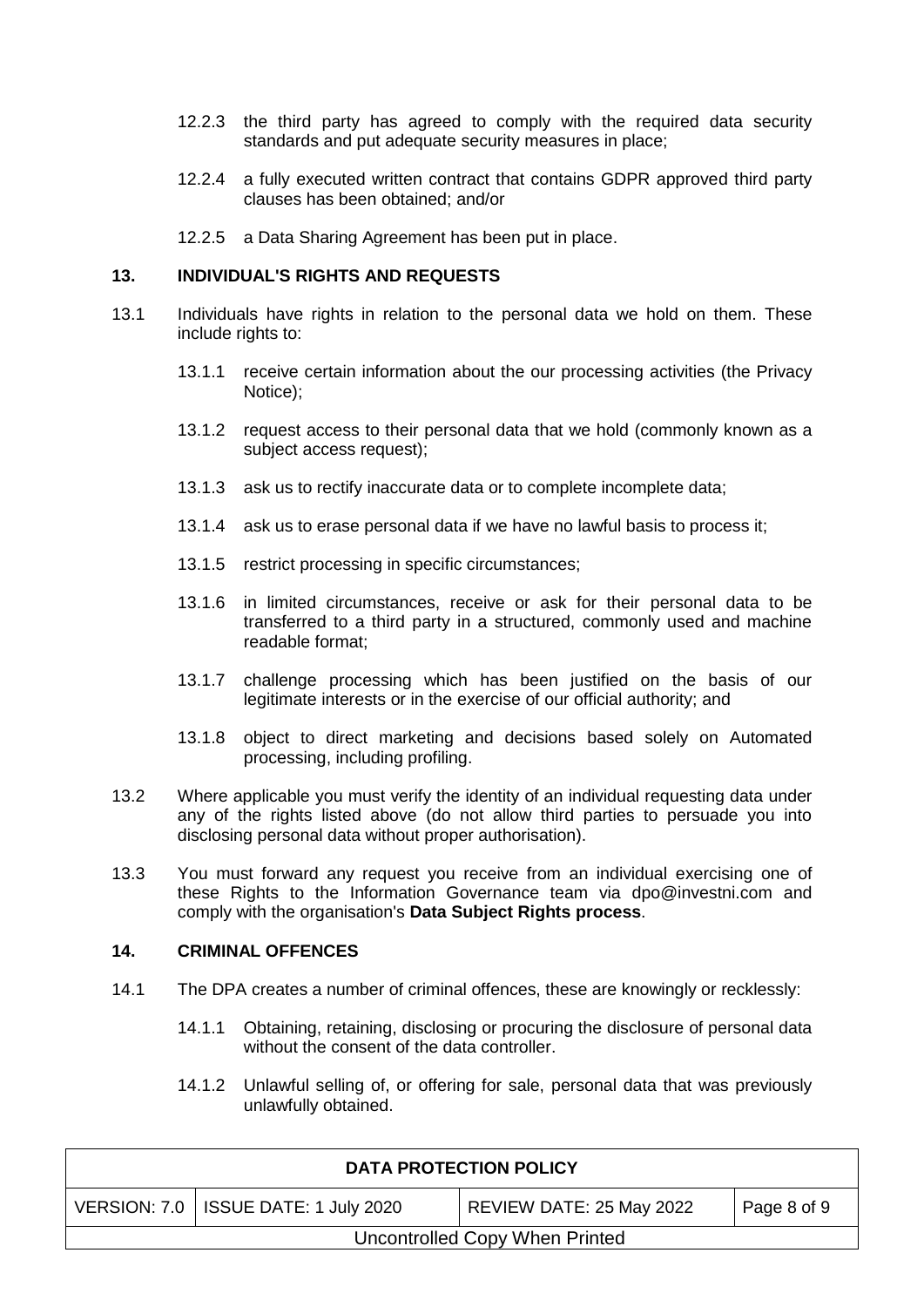12.2.3 the third party has agreed to comply with the required data security standards and put adequate security measures in place;

12.2.4 a fully executed written contract that contains GDPR approved third party clauses has been obtained; and/or

12.2.5 a Data Sharing Agreement has been put in place.

## 13. INDIVIDUAL'S RIGHTS AND REQUESTS

13.1 Individuals have rights in relation to the personal data we hold on them. These include rights to:

13.1.1 receive certain information about the our processing activities (the Privacy Notice);

13.1.2 request access to their personal data that we hold (commonly known as a subject access request);

13.1.3 ask us to rectify inaccurate data or to complete incomplete data;

13.1.4 ask us to erase personal data if we have no lawful basis to process it;

13.1.5 restrict processing in specific circumstances;

13.1.6 in limited circumstances, receive or ask for their personal data to be transferred to a third party in a structured, commonly used and machine readable format;

13.1.7 challenge processing which has been justified on the basis of our legitimate interests or in the exercise of our official authority; and

13.1.8 object to direct marketing and decisions based solely on Automated processing, including profiling.

13.2 Where applicable you must verify the identity of an individual requesting data under any of the rights listed above (do not allow third parties to persuade you into disclosing personal data without proper authorisation).

13.3 You must forward any request you receive from an individual exercising one of these Rights to the Information Governance team via dpo@investni.com and comply with the organisation's **Data Subject Rights process**.

## 14. CRIMINAL OFFENCES

14.1 The DPA creates a number of criminal offences, these are knowingly or recklessly:

14.1.1 Obtaining, retaining, disclosing or procuring the disclosure of personal data without the consent of the data controller.

14.1.2 Unlawful selling of, or offering for sale, personal data that was previously unlawfully obtained.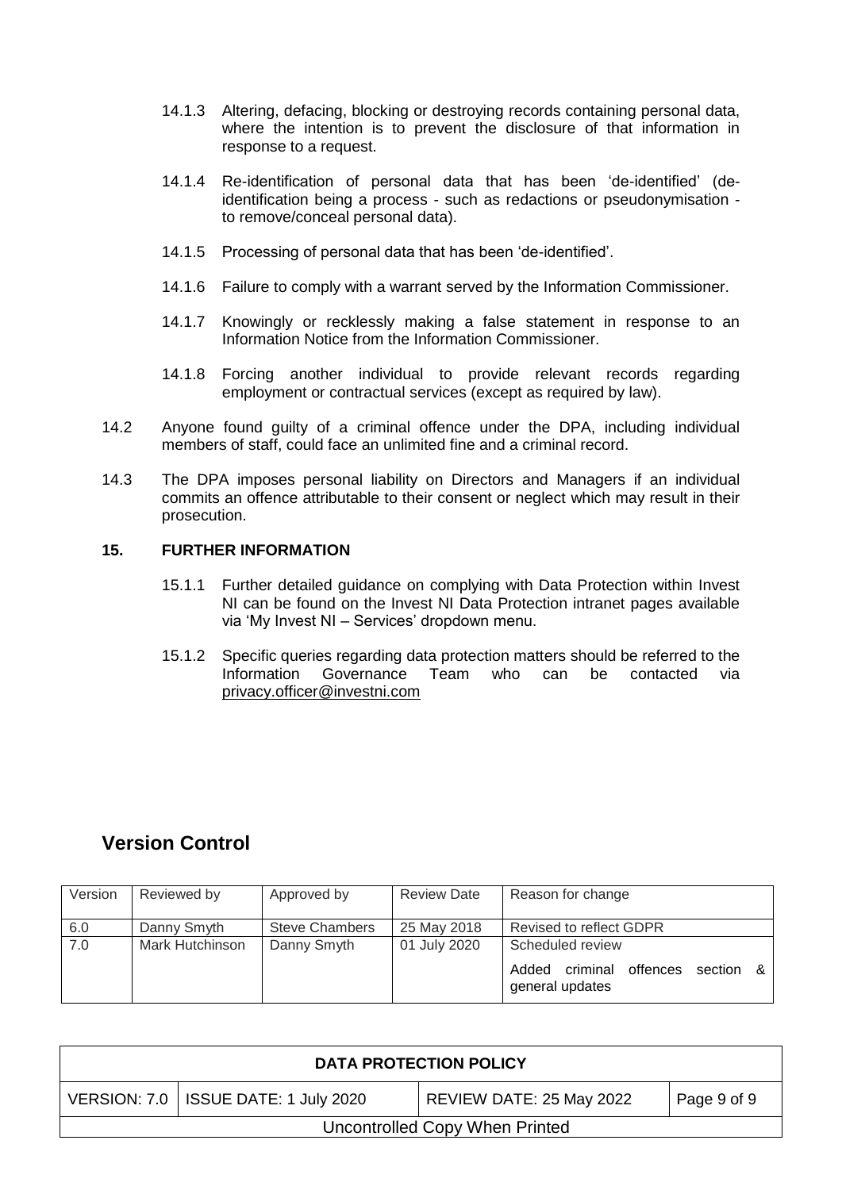14.1.3 Altering, defacing, blocking or destroying records containing personal data, where the intention is to prevent the disclosure of that information in response to a request.

14.1.4 Re-identification of personal data that has been 'de-identified' (de-identification being a process - such as redactions or pseudonymisation - to remove/conceal personal data).

14.1.5 Processing of personal data that has been 'de-identified'.

14.1.6 Failure to comply with a warrant served by the Information Commissioner.

14.1.7 Knowingly or recklessly making a false statement in response to an Information Notice from the Information Commissioner.

14.1.8 Forcing another individual to provide relevant records regarding employment or contractual services (except as required by law).

14.2 Anyone found guilty of a criminal offence under the DPA, including individual members of staff, could face an unlimited fine and a criminal record.

14.3 The DPA imposes personal liability on Directors and Managers if an individual commits an offence attributable to their consent or neglect which may result in their prosecution.

## 15. FURTHER INFORMATION

15.1.1 Further detailed guidance on complying with Data Protection within Invest NI can be found on the Invest NI Data Protection intranet pages available via 'My Invest NI – Services' dropdown menu.

15.1.2 Specific queries regarding data protection matters should be referred to the Information Governance Team who can be contacted via privacy.officer@investni.com

## Version Control

| Version | Reviewed by | Approved by | Review Date | Reason for change |
|---|---|---|---|---|
| 6.0 | Danny Smyth | Steve Chambers | 25 May 2018 | Revised to reflect GDPR |
| 7.0 | Mark Hutchinson | Danny Smyth | 01 July 2020 | Scheduled review<br>Added criminal offences section & general updates |